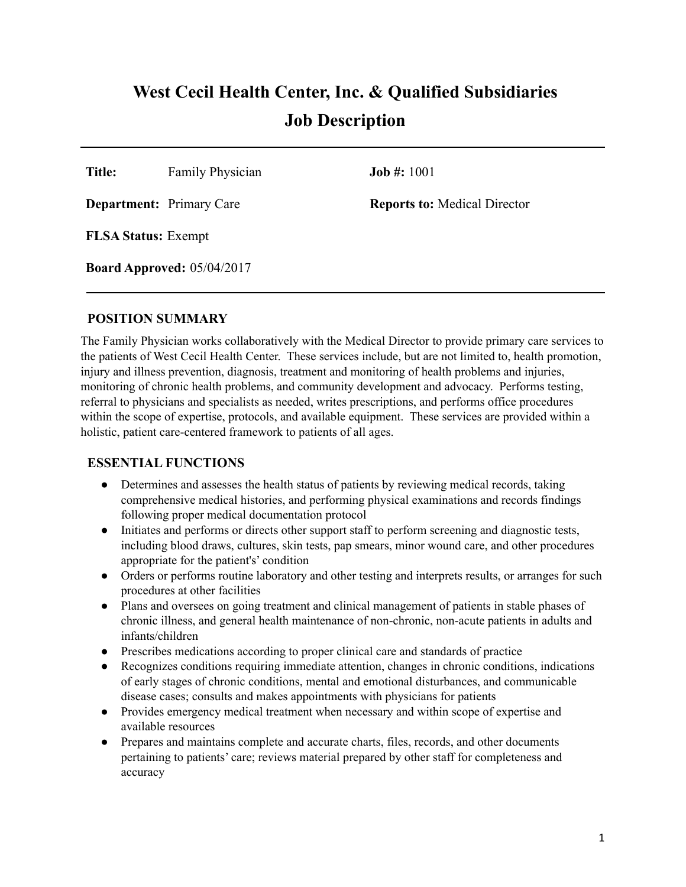# West Cecil Health Center, Inc. & Qualified Subsidiaries
# Job Description

---

**Title:** Family Physician

**Job #:** 1001

**Department:** Primary Care

**Reports to:** Medical Director

**FLSA Status:** Exempt

**Board Approved:** 05/04/2017

---

## POSITION SUMMARY

The Family Physician works collaboratively with the Medical Director to provide primary care services to the patients of West Cecil Health Center. These services include, but are not limited to, health promotion, injury and illness prevention, diagnosis, treatment and monitoring of health problems and injuries, monitoring of chronic health problems, and community development and advocacy. Performs testing, referral to physicians and specialists as needed, writes prescriptions, and performs office procedures within the scope of expertise, protocols, and available equipment. These services are provided within a holistic, patient care-centered framework to patients of all ages.

## ESSENTIAL FUNCTIONS

- Determines and assesses the health status of patients by reviewing medical records, taking comprehensive medical histories, and performing physical examinations and records findings following proper medical documentation protocol
- Initiates and performs or directs other support staff to perform screening and diagnostic tests, including blood draws, cultures, skin tests, pap smears, minor wound care, and other procedures appropriate for the patient's' condition
- Orders or performs routine laboratory and other testing and interprets results, or arranges for such procedures at other facilities
- Plans and oversees on going treatment and clinical management of patients in stable phases of chronic illness, and general health maintenance of non-chronic, non-acute patients in adults and infants/children
- Prescribes medications according to proper clinical care and standards of practice
- Recognizes conditions requiring immediate attention, changes in chronic conditions, indications of early stages of chronic conditions, mental and emotional disturbances, and communicable disease cases; consults and makes appointments with physicians for patients
- Provides emergency medical treatment when necessary and within scope of expertise and available resources
- Prepares and maintains complete and accurate charts, files, records, and other documents pertaining to patients' care; reviews material prepared by other staff for completeness and accuracy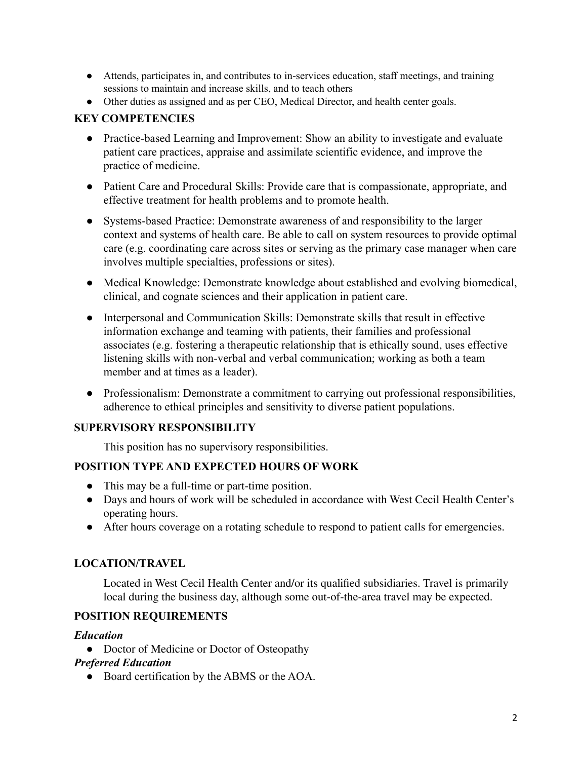- Attends, participates in, and contributes to in-services education, staff meetings, and training sessions to maintain and increase skills, and to teach others
- Other duties as assigned and as per CEO, Medical Director, and health center goals.

## KEY COMPETENCIES

- Practice-based Learning and Improvement: Show an ability to investigate and evaluate patient care practices, appraise and assimilate scientific evidence, and improve the practice of medicine.
- Patient Care and Procedural Skills: Provide care that is compassionate, appropriate, and effective treatment for health problems and to promote health.
- Systems-based Practice: Demonstrate awareness of and responsibility to the larger context and systems of health care. Be able to call on system resources to provide optimal care (e.g. coordinating care across sites or serving as the primary case manager when care involves multiple specialties, professions or sites).
- Medical Knowledge: Demonstrate knowledge about established and evolving biomedical, clinical, and cognate sciences and their application in patient care.
- Interpersonal and Communication Skills: Demonstrate skills that result in effective information exchange and teaming with patients, their families and professional associates (e.g. fostering a therapeutic relationship that is ethically sound, uses effective listening skills with non-verbal and verbal communication; working as both a team member and at times as a leader).
- Professionalism: Demonstrate a commitment to carrying out professional responsibilities, adherence to ethical principles and sensitivity to diverse patient populations.

## SUPERVISORY RESPONSIBILITY

This position has no supervisory responsibilities.

## POSITION TYPE AND EXPECTED HOURS OF WORK

- This may be a full-time or part-time position.
- Days and hours of work will be scheduled in accordance with West Cecil Health Center's operating hours.
- After hours coverage on a rotating schedule to respond to patient calls for emergencies.

## LOCATION/TRAVEL

Located in West Cecil Health Center and/or its qualified subsidiaries. Travel is primarily local during the business day, although some out-of-the-area travel may be expected.

## POSITION REQUIREMENTS

***Education***

- Doctor of Medicine or Doctor of Osteopathy

***Preferred Education***

- Board certification by the ABMS or the AOA.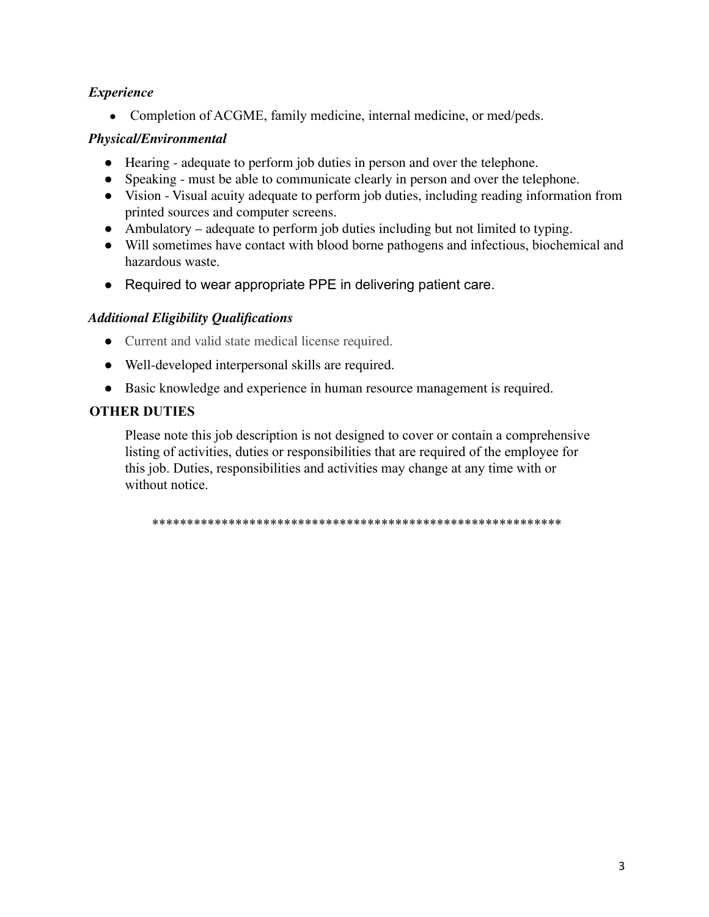***Experience***

- Completion of ACGME, family medicine, internal medicine, or med/peds.

***Physical/Environmental***

- Hearing - adequate to perform job duties in person and over the telephone.
- Speaking - must be able to communicate clearly in person and over the telephone.
- Vision - Visual acuity adequate to perform job duties, including reading information from printed sources and computer screens.
- Ambulatory – adequate to perform job duties including but not limited to typing.
- Will sometimes have contact with blood borne pathogens and infectious, biochemical and hazardous waste.
- Required to wear appropriate PPE in delivering patient care.

***Additional Eligibility Qualifications***

- Current and valid state medical license required.
- Well-developed interpersonal skills are required.
- Basic knowledge and experience in human resource management is required.

**OTHER DUTIES**

Please note this job description is not designed to cover or contain a comprehensive listing of activities, duties or responsibilities that are required of the employee for this job. Duties, responsibilities and activities may change at any time with or without notice.

************************************************************